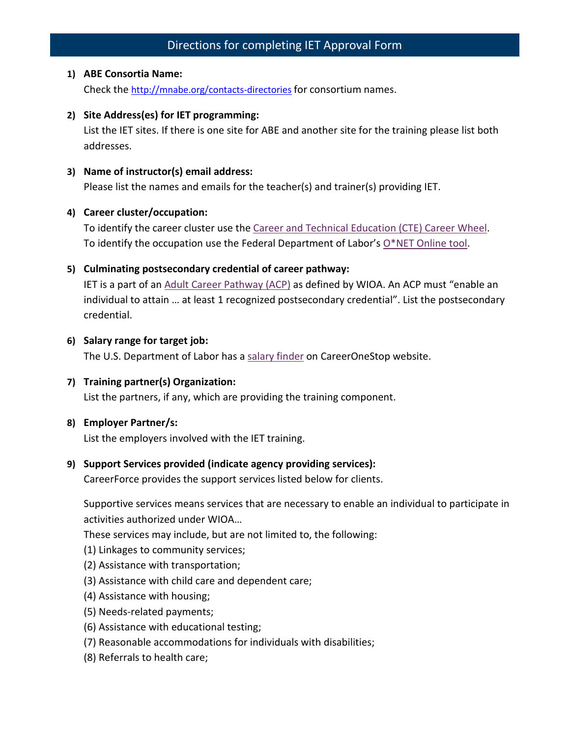# Directions for completing IET Approval Form

1) **ABE Consortia Name:**
   Check the [http://mnabe.org/contacts-directories](http://mnabe.org/contacts-directories) for consortium names.

2) **Site Address(es) for IET programming:**
   List the IET sites. If there is one site for ABE and another site for the training please list both addresses.

3) **Name of instructor(s) email address:**
   Please list the names and emails for the teacher(s) and trainer(s) providing IET.

4) **Career cluster/occupation:**
   To identify the career cluster use the Career and Technical Education (CTE) Career Wheel.
   To identify the occupation use the Federal Department of Labor's O*NET Online tool.

5) **Culminating postsecondary credential of career pathway:**
   IET is a part of an Adult Career Pathway (ACP) as defined by WIOA. An ACP must "enable an individual to attain … at least 1 recognized postsecondary credential". List the postsecondary credential.

6) **Salary range for target job:**
   The U.S. Department of Labor has a salary finder on CareerOneStop website.

7) **Training partner(s) Organization:**
   List the partners, if any, which are providing the training component.

8) **Employer Partner/s:**
   List the employers involved with the IET training.

9) **Support Services provided (indicate agency providing services):**
   CareerForce provides the support services listed below for clients.

   Supportive services means services that are necessary to enable an individual to participate in activities authorized under WIOA…
   These services may include, but are not limited to, the following:
   (1) Linkages to community services;
   (2) Assistance with transportation;
   (3) Assistance with child care and dependent care;
   (4) Assistance with housing;
   (5) Needs-related payments;
   (6) Assistance with educational testing;
   (7) Reasonable accommodations for individuals with disabilities;
   (8) Referrals to health care;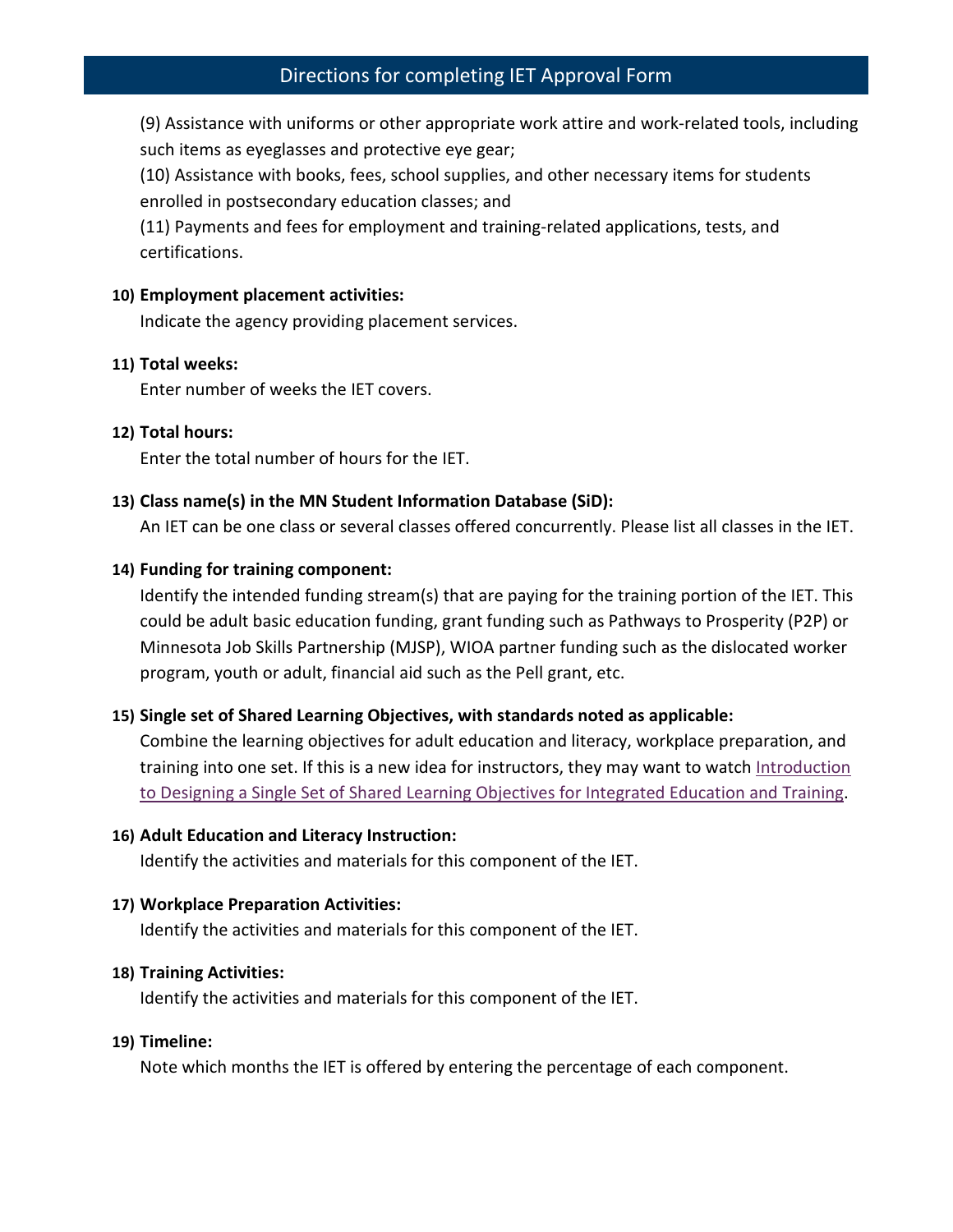## Directions for completing IET Approval Form

(9) Assistance with uniforms or other appropriate work attire and work-related tools, including such items as eyeglasses and protective eye gear;

(10) Assistance with books, fees, school supplies, and other necessary items for students enrolled in postsecondary education classes; and

(11) Payments and fees for employment and training-related applications, tests, and certifications.

**10) Employment placement activities:**

Indicate the agency providing placement services.

**11) Total weeks:**

Enter number of weeks the IET covers.

**12) Total hours:**

Enter the total number of hours for the IET.

**13) Class name(s) in the MN Student Information Database (SiD):**

An IET can be one class or several classes offered concurrently. Please list all classes in the IET.

**14) Funding for training component:**

Identify the intended funding stream(s) that are paying for the training portion of the IET. This could be adult basic education funding, grant funding such as Pathways to Prosperity (P2P) or Minnesota Job Skills Partnership (MJSP), WIOA partner funding such as the dislocated worker program, youth or adult, financial aid such as the Pell grant, etc.

**15) Single set of Shared Learning Objectives, with standards noted as applicable:**

Combine the learning objectives for adult education and literacy, workplace preparation, and training into one set. If this is a new idea for instructors, they may want to watch Introduction to Designing a Single Set of Shared Learning Objectives for Integrated Education and Training.

**16) Adult Education and Literacy Instruction:**

Identify the activities and materials for this component of the IET.

**17) Workplace Preparation Activities:**

Identify the activities and materials for this component of the IET.

**18) Training Activities:**

Identify the activities and materials for this component of the IET.

**19) Timeline:**

Note which months the IET is offered by entering the percentage of each component.